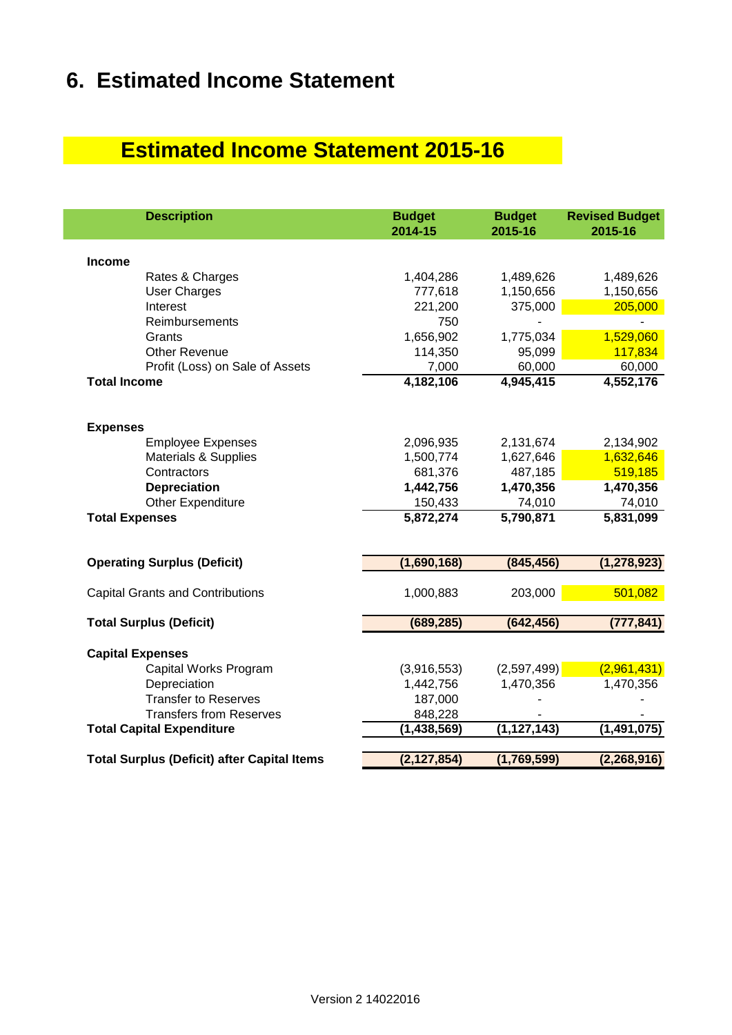# 6. Estimated Income Statement

## Estimated Income Statement 2015-16

| Description | Budget 2014-15 | Budget 2015-16 | Revised Budget 2015-16 |
|---|---|---|---|
| **Income** | | | |
| Rates & Charges | 1,404,286 | 1,489,626 | 1,489,626 |
| User Charges | 777,618 | 1,150,656 | 1,150,656 |
| Interest | 221,200 | 375,000 | 205,000 |
| Reimbursements | 750 | - | - |
| Grants | 1,656,902 | 1,775,034 | 1,529,060 |
| Other Revenue | 114,350 | 95,099 | 117,834 |
| Profit (Loss) on Sale of Assets | 7,000 | 60,000 | 60,000 |
| **Total Income** | **4,182,106** | **4,945,415** | **4,552,176** |
| | | | |
| **Expenses** | | | |
| Employee Expenses | 2,096,935 | 2,131,674 | 2,134,902 |
| Materials & Supplies | 1,500,774 | 1,627,646 | 1,632,646 |
| Contractors | 681,376 | 487,185 | 519,185 |
| **Depreciation** | **1,442,756** | **1,470,356** | **1,470,356** |
| Other Expenditure | 150,433 | 74,010 | 74,010 |
| **Total Expenses** | **5,872,274** | **5,790,871** | **5,831,099** |
| | | | |
| **Operating Surplus (Deficit)** | **(1,690,168)** | **(845,456)** | **(1,278,923)** |
| | | | |
| Capital Grants and Contributions | 1,000,883 | 203,000 | 501,082 |
| | | | |
| **Total Surplus (Deficit)** | **(689,285)** | **(642,456)** | **(777,841)** |
| | | | |
| **Capital Expenses** | | | |
| Capital Works Program | (3,916,553) | (2,597,499) | (2,961,431) |
| Depreciation | 1,442,756 | 1,470,356 | 1,470,356 |
| Transfer to Reserves | 187,000 | - | - |
| Transfers from Reserves | 848,228 | - | - |
| **Total Capital Expenditure** | **(1,438,569)** | **(1,127,143)** | **(1,491,075)** |
| | | | |
| **Total Surplus (Deficit) after Capital Items** | **(2,127,854)** | **(1,769,599)** | **(2,268,916)** |

Version 2 14022016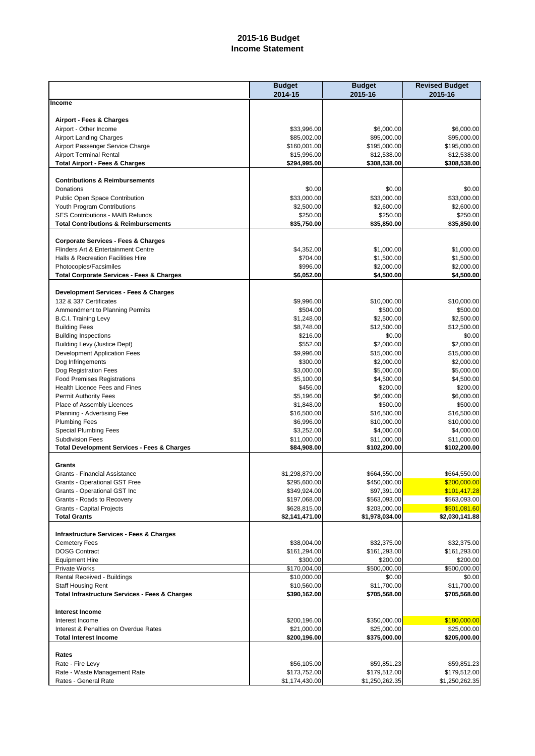# 2015-16 Budget
## Income Statement

| | Budget 2014-15 | Budget 2015-16 | Revised Budget 2015-16 |
|---|---|---|---|
| **Income** | | | |
| | | | |
| **Airport - Fees & Charges** | | | |
| Airport - Other Income | $33,996.00 | $6,000.00 | $6,000.00 |
| Airport Landing Charges | $85,002.00 | $95,000.00 | $95,000.00 |
| Airport Passenger Service Charge | $160,001.00 | $195,000.00 | $195,000.00 |
| Airport Terminal Rental | $15,996.00 | $12,538.00 | $12,538.00 |
| **Total Airport - Fees & Charges** | **$294,995.00** | **$308,538.00** | **$308,538.00** |
| | | | |
| **Contributions & Reimbursements** | | | |
| Donations | $0.00 | $0.00 | $0.00 |
| Public Open Space Contribution | $33,000.00 | $33,000.00 | $33,000.00 |
| Youth Program Contributions | $2,500.00 | $2,600.00 | $2,600.00 |
| SES Contributions - MAIB Refunds | $250.00 | $250.00 | $250.00 |
| **Total Contributions & Reimbursements** | **$35,750.00** | **$35,850.00** | **$35,850.00** |
| | | | |
| **Corporate Services - Fees & Charges** | | | |
| Flinders Art & Entertainment Centre | $4,352.00 | $1,000.00 | $1,000.00 |
| Halls & Recreation Facilities Hire | $704.00 | $1,500.00 | $1,500.00 |
| Photocopies/Facsimiles | $996.00 | $2,000.00 | $2,000.00 |
| **Total Corporate Services - Fees & Charges** | **$6,052.00** | **$4,500.00** | **$4,500.00** |
| | | | |
| **Development Services - Fees & Charges** | | | |
| 132 & 337 Certificates | $9,996.00 | $10,000.00 | $10,000.00 |
| Ammendment to Planning Permits | $504.00 | $500.00 | $500.00 |
| B.C.I. Training Levy | $1,248.00 | $2,500.00 | $2,500.00 |
| Building Fees | $8,748.00 | $12,500.00 | $12,500.00 |
| Building Inspections | $216.00 | $0.00 | $0.00 |
| Building Levy (Justice Dept) | $552.00 | $2,000.00 | $2,000.00 |
| Development Application Fees | $9,996.00 | $15,000.00 | $15,000.00 |
| Dog Infringements | $300.00 | $2,000.00 | $2,000.00 |
| Dog Registration Fees | $3,000.00 | $5,000.00 | $5,000.00 |
| Food Premises Registrations | $5,100.00 | $4,500.00 | $4,500.00 |
| Health Licence Fees and Fines | $456.00 | $200.00 | $200.00 |
| Permit Authority Fees | $5,196.00 | $6,000.00 | $6,000.00 |
| Place of Assembly Licences | $1,848.00 | $500.00 | $500.00 |
| Planning - Advertising Fee | $16,500.00 | $16,500.00 | $16,500.00 |
| Plumbing Fees | $6,996.00 | $10,000.00 | $10,000.00 |
| Special Plumbing Fees | $3,252.00 | $4,000.00 | $4,000.00 |
| Subdivision Fees | $11,000.00 | $11,000.00 | $11,000.00 |
| **Total Development Services - Fees & Charges** | **$84,908.00** | **$102,200.00** | **$102,200.00** |
| | | | |
| **Grants** | | | |
| Grants - Financial Assistance | $1,298,879.00 | $664,550.00 | $664,550.00 |
| Grants - Operational GST Free | $295,600.00 | $450,000.00 | $200,000.00 |
| Grants - Operational GST Inc | $349,924.00 | $97,391.00 | $101,417.28 |
| Grants - Roads to Recovery | $197,068.00 | $563,093.00 | $563,093.00 |
| Grants - Capital Projects | $628,815.00 | $203,000.00 | $501,081.60 |
| **Total Grants** | **$2,141,471.00** | **$1,978,034.00** | **$2,030,141.88** |
| | | | |
| **Infrastructure Services - Fees & Charges** | | | |
| Cemetery Fees | $38,004.00 | $32,375.00 | $32,375.00 |
| DOSG Contract | $161,294.00 | $161,293.00 | $161,293.00 |
| Equipment Hire | $300.00 | $200.00 | $200.00 |
| Private Works | $170,004.00 | $500,000.00 | $500,000.00 |
| Rental Received - Buildings | $10,000.00 | $0.00 | $0.00 |
| Staff Housing Rent | $10,560.00 | $11,700.00 | $11,700.00 |
| **Total Infrastructure Services - Fees & Charges** | **$390,162.00** | **$705,568.00** | **$705,568.00** |
| | | | |
| **Interest Income** | | | |
| Interest Income | $200,196.00 | $350,000.00 | $180,000.00 |
| Interest & Penalties on Overdue Rates | $21,000.00 | $25,000.00 | $25,000.00 |
| **Total Interest Income** | **$200,196.00** | **$375,000.00** | **$205,000.00** |
| | | | |
| **Rates** | | | |
| Rate - Fire Levy | $56,105.00 | $59,851.23 | $59,851.23 |
| Rate - Waste Management Rate | $173,752.00 | $179,512.00 | $179,512.00 |
| Rates - General Rate | $1,174,430.00 | $1,250,262.35 | $1,250,262.35 |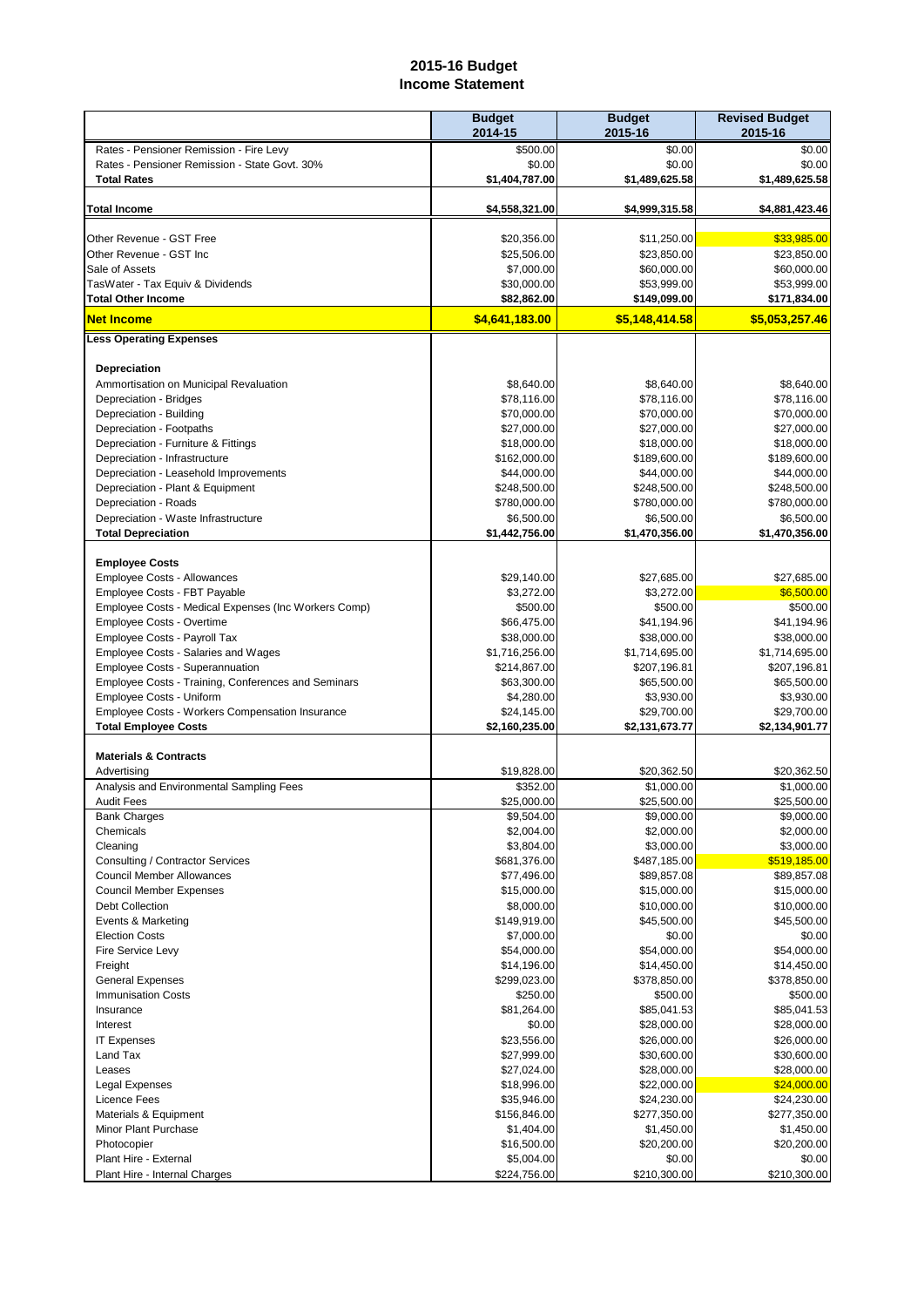# 2015-16 Budget
## Income Statement

| | Budget 2014-15 | Budget 2015-16 | Revised Budget 2015-16 |
|---|---|---|---|
| Rates - Pensioner Remission - Fire Levy | $500.00 | $0.00 | $0.00 |
| Rates - Pensioner Remission - State Govt. 30% | $0.00 | $0.00 | $0.00 |
| **Total Rates** | **$1,404,787.00** | **$1,489,625.58** | **$1,489,625.58** |
| | | | |
| **Total Income** | **$4,558,321.00** | **$4,999,315.58** | **$4,881,423.46** |
| | | | |
| Other Revenue - GST Free | $20,356.00 | $11,250.00 | $33,985.00 |
| Other Revenue - GST Inc | $25,506.00 | $23,850.00 | $23,850.00 |
| Sale of Assets | $7,000.00 | $60,000.00 | $60,000.00 |
| TasWater - Tax Equiv & Dividends | $30,000.00 | $53,999.00 | $53,999.00 |
| **Total Other Income** | **$82,862.00** | **$149,099.00** | **$171,834.00** |
| **Net Income** | **$4,641,183.00** | **$5,148,414.58** | **$5,053,257.46** |
| **Less Operating Expenses** | | | |
| | | | |
| **Depreciation** | | | |
| Ammortisation on Municipal Revaluation | $8,640.00 | $8,640.00 | $8,640.00 |
| Depreciation - Bridges | $78,116.00 | $78,116.00 | $78,116.00 |
| Depreciation - Building | $70,000.00 | $70,000.00 | $70,000.00 |
| Depreciation - Footpaths | $27,000.00 | $27,000.00 | $27,000.00 |
| Depreciation - Furniture & Fittings | $18,000.00 | $18,000.00 | $18,000.00 |
| Depreciation - Infrastructure | $162,000.00 | $189,600.00 | $189,600.00 |
| Depreciation - Leasehold Improvements | $44,000.00 | $44,000.00 | $44,000.00 |
| Depreciation - Plant & Equipment | $248,500.00 | $248,500.00 | $248,500.00 |
| Depreciation - Roads | $780,000.00 | $780,000.00 | $780,000.00 |
| Depreciation - Waste Infrastructure | $6,500.00 | $6,500.00 | $6,500.00 |
| **Total Depreciation** | **$1,442,756.00** | **$1,470,356.00** | **$1,470,356.00** |
| | | | |
| **Employee Costs** | | | |
| Employee Costs - Allowances | $29,140.00 | $27,685.00 | $27,685.00 |
| Employee Costs - FBT Payable | $3,272.00 | $3,272.00 | $6,500.00 |
| Employee Costs - Medical Expenses (Inc Workers Comp) | $500.00 | $500.00 | $500.00 |
| Employee Costs - Overtime | $66,475.00 | $41,194.96 | $41,194.96 |
| Employee Costs - Payroll Tax | $38,000.00 | $38,000.00 | $38,000.00 |
| Employee Costs - Salaries and Wages | $1,716,256.00 | $1,714,695.00 | $1,714,695.00 |
| Employee Costs - Superannuation | $214,867.00 | $207,196.81 | $207,196.81 |
| Employee Costs - Training, Conferences and Seminars | $63,300.00 | $65,500.00 | $65,500.00 |
| Employee Costs - Uniform | $4,280.00 | $3,930.00 | $3,930.00 |
| Employee Costs - Workers Compensation Insurance | $24,145.00 | $29,700.00 | $29,700.00 |
| **Total Employee Costs** | **$2,160,235.00** | **$2,131,673.77** | **$2,134,901.77** |
| | | | |
| **Materials & Contracts** | | | |
| Advertising | $19,828.00 | $20,362.50 | $20,362.50 |
| Analysis and Environmental Sampling Fees | $352.00 | $1,000.00 | $1,000.00 |
| Audit Fees | $25,000.00 | $25,500.00 | $25,500.00 |
| Bank Charges | $9,504.00 | $9,000.00 | $9,000.00 |
| Chemicals | $2,004.00 | $2,000.00 | $2,000.00 |
| Cleaning | $3,804.00 | $3,000.00 | $3,000.00 |
| Consulting / Contractor Services | $681,376.00 | $487,185.00 | $519,185.00 |
| Council Member Allowances | $77,496.00 | $89,857.08 | $89,857.08 |
| Council Member Expenses | $15,000.00 | $15,000.00 | $15,000.00 |
| Debt Collection | $8,000.00 | $10,000.00 | $10,000.00 |
| Events & Marketing | $149,919.00 | $45,500.00 | $45,500.00 |
| Election Costs | $7,000.00 | $0.00 | $0.00 |
| Fire Service Levy | $54,000.00 | $54,000.00 | $54,000.00 |
| Freight | $14,196.00 | $14,450.00 | $14,450.00 |
| General Expenses | $299,023.00 | $378,850.00 | $378,850.00 |
| Immunisation Costs | $250.00 | $500.00 | $500.00 |
| Insurance | $81,264.00 | $85,041.53 | $85,041.53 |
| Interest | $0.00 | $28,000.00 | $28,000.00 |
| IT Expenses | $23,556.00 | $26,000.00 | $26,000.00 |
| Land Tax | $27,999.00 | $30,600.00 | $30,600.00 |
| Leases | $27,024.00 | $28,000.00 | $28,000.00 |
| Legal Expenses | $18,996.00 | $22,000.00 | $24,000.00 |
| Licence Fees | $35,946.00 | $24,230.00 | $24,230.00 |
| Materials & Equipment | $156,846.00 | $277,350.00 | $277,350.00 |
| Minor Plant Purchase | $1,404.00 | $1,450.00 | $1,450.00 |
| Photocopier | $16,500.00 | $20,200.00 | $20,200.00 |
| Plant Hire - External | $5,004.00 | $0.00 | $0.00 |
| Plant Hire - Internal Charges | $224,756.00 | $210,300.00 | $210,300.00 |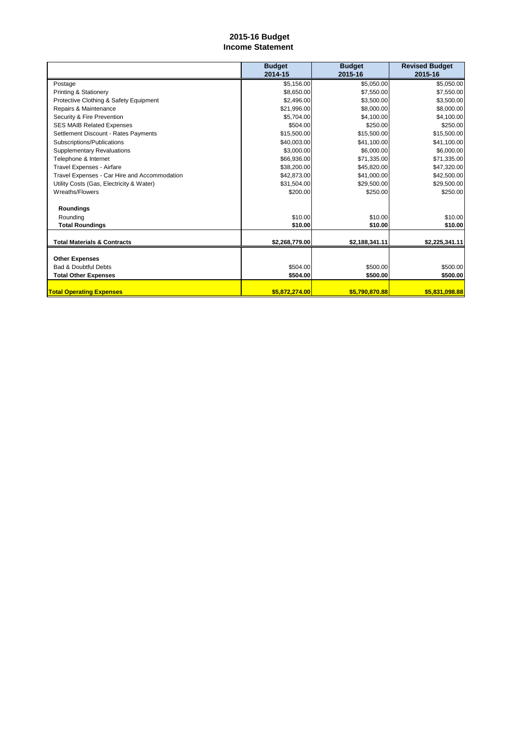# 2015-16 Budget
## Income Statement

| | Budget 2014-15 | Budget 2015-16 | Revised Budget 2015-16 |
|---|---|---|---|
| Postage | $5,156.00 | $5,050.00 | $5,050.00 |
| Printing & Stationery | $8,650.00 | $7,550.00 | $7,550.00 |
| Protective Clothing & Safety Equipment | $2,496.00 | $3,500.00 | $3,500.00 |
| Repairs & Maintenance | $21,996.00 | $8,000.00 | $8,000.00 |
| Security & Fire Prevention | $5,704.00 | $4,100.00 | $4,100.00 |
| SES MAIB Related Expenses | $504.00 | $250.00 | $250.00 |
| Settlement Discount - Rates Payments | $15,500.00 | $15,500.00 | $15,500.00 |
| Subscriptions/Publications | $40,003.00 | $41,100.00 | $41,100.00 |
| Supplementary Revaluations | $3,000.00 | $6,000.00 | $6,000.00 |
| Telephone & Internet | $66,936.00 | $71,335.00 | $71,335.00 |
| Travel Expenses - Airfare | $38,200.00 | $45,820.00 | $47,320.00 |
| Travel Expenses - Car Hire and Accommodation | $42,873.00 | $41,000.00 | $42,500.00 |
| Utility Costs (Gas, Electricity & Water) | $31,504.00 | $29,500.00 | $29,500.00 |
| Wreaths/Flowers | $200.00 | $250.00 | $250.00 |
| **Roundings** | | | |
| Rounding | $10.00 | $10.00 | $10.00 |
| **Total Roundings** | **$10.00** | **$10.00** | **$10.00** |
| **Total Materials & Contracts** | **$2,268,779.00** | **$2,188,341.11** | **$2,225,341.11** |
| **Other Expenses** | | | |
| Bad & Doubtful Debts | $504.00 | $500.00 | $500.00 |
| **Total Other Expenses** | **$504.00** | **$500.00** | **$500.00** |
| **Total Operating Expenses** | **$5,872,274.00** | **$5,790,870.88** | **$5,831,098.88** |